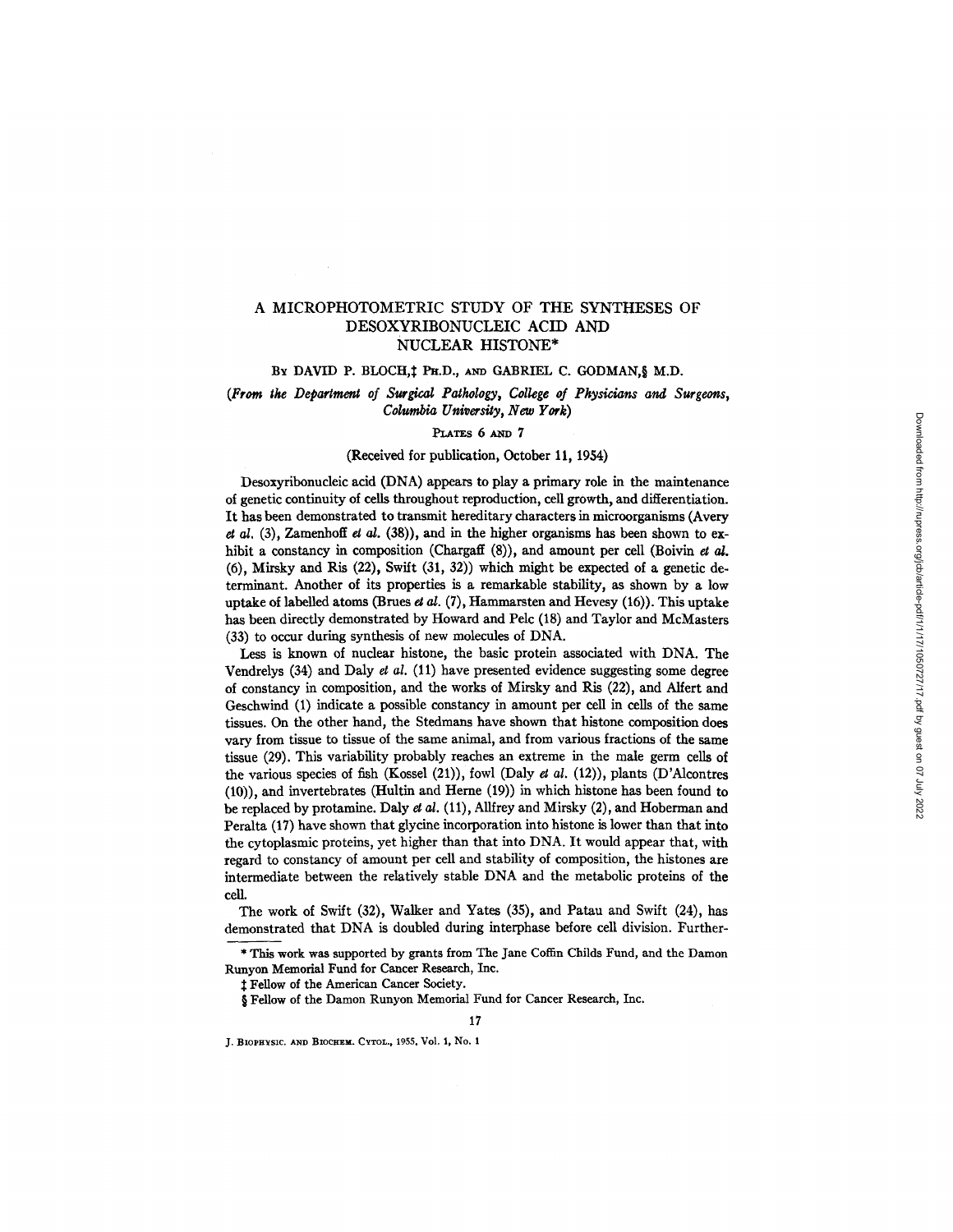# A MICROPHOTOMETRIC STUDY OF THE SYNTHESES OF DESOXYRIBONUCLEIC ACID AND NUCLEAR HISTONE*

BY DAVID P. BLOCH,‡ PH.D., AND GABRIEL C. GODMAN,§ M.D.

(*From the Department of Surgical Pathology, College of Physicians and Surgeons, Columbia University, New York*)

PLATES 6 AND 7

(Received for publication, October 11, 1954)

Desoxyribonucleic acid (DNA) appears to play a primary role in the maintenance of genetic continuity of cells throughout reproduction, cell growth, and differentiation. It has been demonstrated to transmit hereditary characters in microorganisms (Avery *et al.* (3), Zamenhoff *et al.* (38)), and in the higher organisms has been shown to exhibit a constancy in composition (Chargaff (8)), and amount per cell (Boivin *et al.* (6), Mirsky and Ris (22), Swift (31, 32)) which might be expected of a genetic determinant. Another of its properties is a remarkable stability, as shown by a low uptake of labelled atoms (Brues *et al.* (7), Hammarsten and Hevesy (16)). This uptake has been directly demonstrated by Howard and Pelc (18) and Taylor and McMasters (33) to occur during synthesis of new molecules of DNA.

Less is known of nuclear histone, the basic protein associated with DNA. The Vendrelys (34) and Daly *et al.* (11) have presented evidence suggesting some degree of constancy in composition, and the works of Mirsky and Ris (22), and Alfert and Geschwind (1) indicate a possible constancy in amount per cell in cells of the same tissues. On the other hand, the Stedmans have shown that histone composition does vary from tissue to tissue of the same animal, and from various fractions of the same tissue (29). This variability probably reaches an extreme in the male germ cells of the various species of fish (Kossel (21)), fowl (Daly *et al.* (12)), plants (D'Alcontres (10)), and invertebrates (Hultin and Herne (19)) in which histone has been found to be replaced by protamine. Daly *et al.* (11), Allfrey and Mirsky (2), and Hoberman and Peralta (17) have shown that glycine incorporation into histone is lower than that into the cytoplasmic proteins, yet higher than that into DNA. It would appear that, with regard to constancy of amount per cell and stability of composition, the histones are intermediate between the relatively stable DNA and the metabolic proteins of the cell.

The work of Swift (32), Walker and Yates (35), and Patau and Swift (24), has demonstrated that DNA is doubled during interphase before cell division. Further-

---

* This work was supported by grants from The Jane Coffin Childs Fund, and the Damon Runyon Memorial Fund for Cancer Research, Inc.

‡ Fellow of the American Cancer Society.

§ Fellow of the Damon Runyon Memorial Fund for Cancer Research, Inc.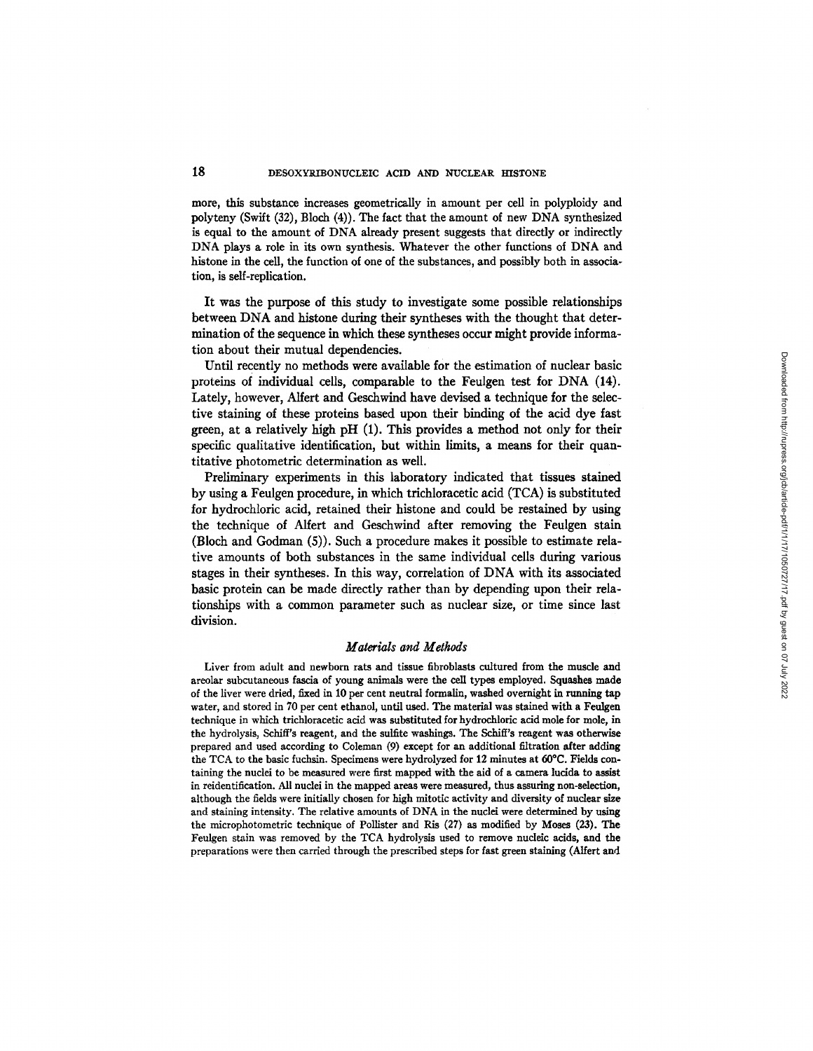more, this substance increases geometrically in amount per cell in polyploidy and polyteny (Swift (32), Bloch (4)). The fact that the amount of new DNA synthesized is equal to the amount of DNA already present suggests that directly or indirectly DNA plays a role in its own synthesis. Whatever the other functions of DNA and histone in the cell, the function of one of the substances, and possibly both in association, is self-replication.

It was the purpose of this study to investigate some possible relationships between DNA and histone during their syntheses with the thought that determination of the sequence in which these syntheses occur might provide information about their mutual dependencies.

Until recently no methods were available for the estimation of nuclear basic proteins of individual cells, comparable to the Feulgen test for DNA (14). Lately, however, Alfert and Geschwind have devised a technique for the selective staining of these proteins based upon their binding of the acid dye fast green, at a relatively high pH (1). This provides a method not only for their specific qualitative identification, but within limits, a means for their quantitative photometric determination as well.

Preliminary experiments in this laboratory indicated that tissues stained by using a Feulgen procedure, in which trichloracetic acid (TCA) is substituted for hydrochloric acid, retained their histone and could be restained by using the technique of Alfert and Geschwind after removing the Feulgen stain (Bloch and Godman (5)). Such a procedure makes it possible to estimate relative amounts of both substances in the same individual cells during various stages in their syntheses. In this way, correlation of DNA with its associated basic protein can be made directly rather than by depending upon their relationships with a common parameter such as nuclear size, or time since last division.

## *Materials and Methods*

Liver from adult and newborn rats and tissue fibroblasts cultured from the muscle and areolar subcutaneous fascia of young animals were the cell types employed. Squashes made of the liver were dried, fixed in 10 per cent neutral formalin, washed overnight in running tap water, and stored in 70 per cent ethanol, until used. The material was stained with a Feulgen technique in which trichloracetic acid was substituted for hydrochloric acid mole for mole, in the hydrolysis, Schiff's reagent, and the sulfite washings. The Schiff's reagent was otherwise prepared and used according to Coleman (9) except for an additional filtration after adding the TCA to the basic fuchsin. Specimens were hydrolyzed for 12 minutes at 60°C. Fields containing the nuclei to be measured were first mapped with the aid of a camera lucida to assist in reidentification. All nuclei in the mapped areas were measured, thus assuring non-selection, although the fields were initially chosen for high mitotic activity and diversity of nuclear size and staining intensity. The relative amounts of DNA in the nuclei were determined by using the microphotometric technique of Pollister and Ris (27) as modified by Moses (23). The Feulgen stain was removed by the TCA hydrolysis used to remove nucleic acids, and the preparations were then carried through the prescribed steps for fast green staining (Alfert and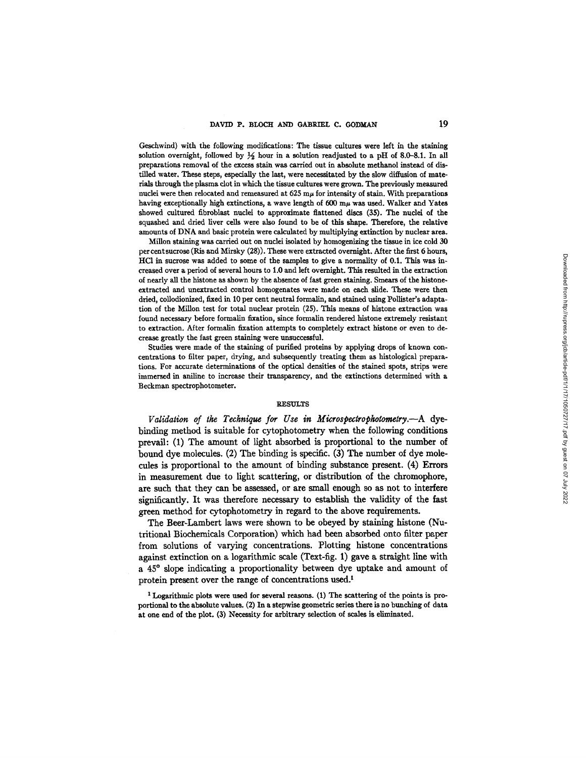Geschwind) with the following modifications: The tissue cultures were left in the staining solution overnight, followed by ½ hour in a solution readjusted to a pH of 8.0–8.1. In all preparations removal of the excess stain was carried out in absolute methanol instead of distilled water. These steps, especially the last, were necessitated by the slow diffusion of materials through the plasma clot in which the tissue cultures were grown. The previously measured nuclei were then relocated and remeasured at 625 mμ for intensity of stain. With preparations having exceptionally high extinctions, a wave length of 600 mμ was used. Walker and Yates showed cultured fibroblast nuclei to approximate flattened discs (35). The nuclei of the squashed and dried liver cells were also found to be of this shape. Therefore, the relative amounts of DNA and basic protein were calculated by multiplying extinction by nuclear area.

Millon staining was carried out on nuclei isolated by homogenizing the tissue in ice cold 30 per cent sucrose (Ris and Mirsky (28)). These were extracted overnight. After the first 6 hours, HCl in sucrose was added to some of the samples to give a normality of 0.1. This was increased over a period of several hours to 1.0 and left overnight. This resulted in the extraction of nearly all the histone as shown by the absence of fast green staining. Smears of the histone-extracted and unextracted control homogenates were made on each slide. These were then dried, collodionized, fixed in 10 per cent neutral formalin, and stained using Pollister's adaptation of the Millon test for total nuclear protein (25). This means of histone extraction was found necessary before formalin fixation, since formalin rendered histone extremely resistant to extraction. After formalin fixation attempts to completely extract histone or even to decrease greatly the fast green staining were unsuccessful.

Studies were made of the staining of purified proteins by applying drops of known concentrations to filter paper, drying, and subsequently treating them as histological preparations. For accurate determinations of the optical densities of the stained spots, strips were immersed in aniline to increase their transparency, and the extinctions determined with a Beckman spectrophotometer.

## RESULTS

*Validation of the Technique for Use in Microspectrophotometry.*—A dye-binding method is suitable for cytophotometry when the following conditions prevail: (1) The amount of light absorbed is proportional to the number of bound dye molecules. (2) The binding is specific. (3) The number of dye molecules is proportional to the amount of binding substance present. (4) Errors in measurement due to light scattering, or distribution of the chromophore, are such that they can be assessed, or are small enough so as not to interfere significantly. It was therefore necessary to establish the validity of the fast green method for cytophotometry in regard to the above requirements.

The Beer-Lambert laws were shown to be obeyed by staining histone (Nutritional Biochemicals Corporation) which had been absorbed onto filter paper from solutions of varying concentrations. Plotting histone concentrations against extinction on a logarithmic scale (Text-fig. 1) gave a straight line with a 45° slope indicating a proportionality between dye uptake and amount of protein present over the range of concentrations used.[1]

[1] Logarithmic plots were used for several reasons. (1) The scattering of the points is proportional to the absolute values. (2) In a stepwise geometric series there is no bunching of data at one end of the plot. (3) Necessity for arbitrary selection of scales is eliminated.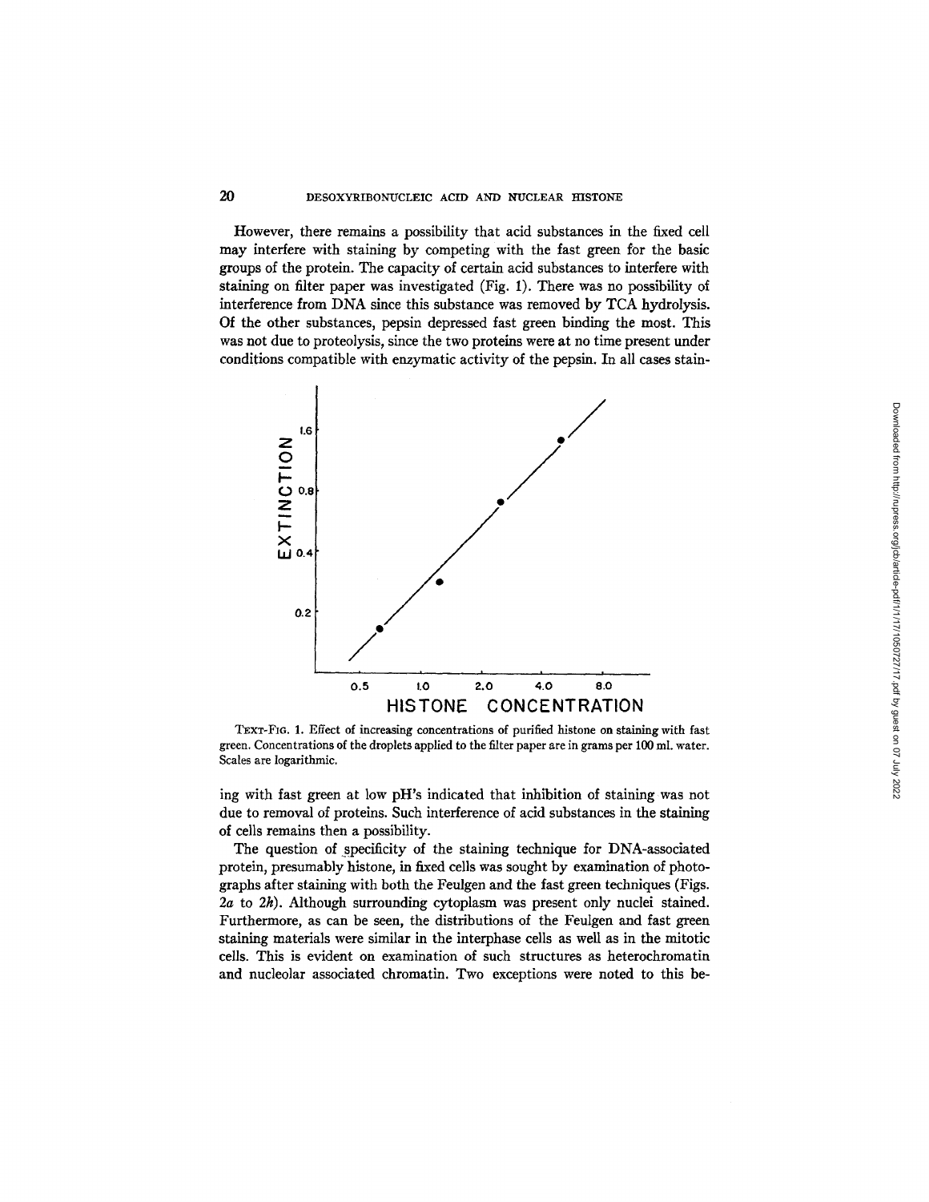However, there remains a possibility that acid substances in the fixed cell may interfere with staining by competing with the fast green for the basic groups of the protein. The capacity of certain acid substances to interfere with staining on filter paper was investigated (Fig. 1). There was no possibility of interference from DNA since this substance was removed by TCA hydrolysis. Of the other substances, pepsin depressed fast green binding the most. This was not due to proteolysis, since the two proteins were at no time present under conditions compatible with enzymatic activity of the pepsin. In all cases staining with fast green at low pH's indicated that inhibition of staining was not due to removal of proteins. Such interference of acid substances in the staining of cells remains then a possibility.

TEXT-FIG. 1. Effect of increasing concentrations of purified histone on staining with fast green. Concentrations of the droplets applied to the filter paper are in grams per 100 ml. water. Scales are logarithmic.

The question of specificity of the staining technique for DNA-associated protein, presumably histone, in fixed cells was sought by examination of photographs after staining with both the Feulgen and the fast green techniques (Figs. 2*a* to 2*h*). Although surrounding cytoplasm was present only nuclei stained. Furthermore, as can be seen, the distributions of the Feulgen and fast green staining materials were similar in the interphase cells as well as in the mitotic cells. This is evident on examination of such structures as heterochromatin and nucleolar associated chromatin. Two exceptions were noted to this be-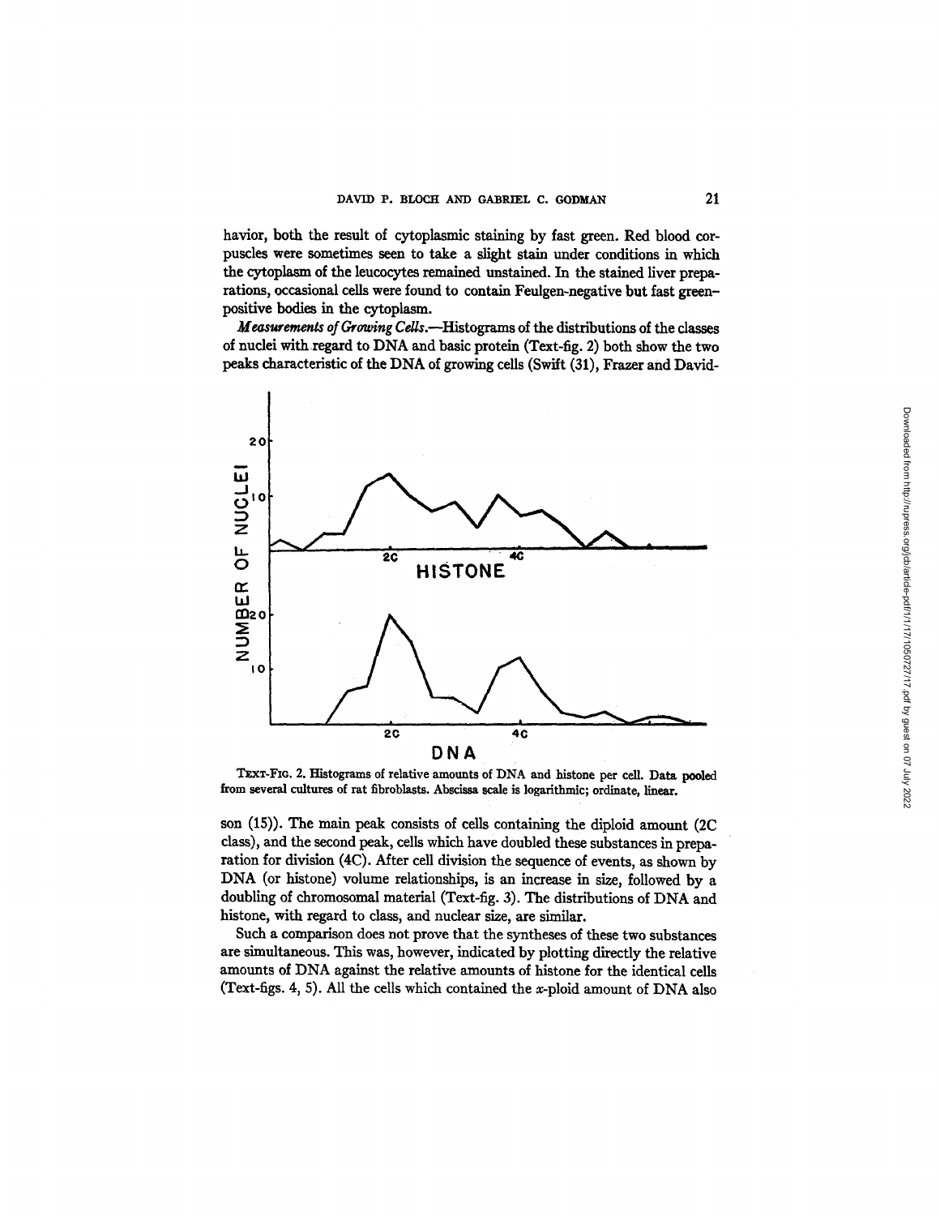havior, both the result of cytoplasmic staining by fast green. Red blood corpuscles were sometimes seen to take a slight stain under conditions in which the cytoplasm of the leucocytes remained unstained. In the stained liver preparations, occasional cells were found to contain Feulgen-negative but fast green-positive bodies in the cytoplasm.

*Measurements of Growing Cells*.—Histograms of the distributions of the classes of nuclei with regard to DNA and basic protein (Text-fig. 2) both show the two peaks characteristic of the DNA of growing cells (Swift (31), Frazer and Davidson (15)). The main peak consists of cells containing the diploid amount (2C class), and the second peak, cells which have doubled these substances in preparation for division (4C). After cell division the sequence of events, as shown by DNA (or histone) volume relationships, is an increase in size, followed by a doubling of chromosomal material (Text-fig. 3). The distributions of DNA and histone, with regard to class, and nuclear size, are similar.

TEXT-FIG. 2. Histograms of relative amounts of DNA and histone per cell. Data pooled from several cultures of rat fibroblasts. Abscissa scale is logarithmic; ordinate, linear.

Such a comparison does not prove that the syntheses of these two substances are simultaneous. This was, however, indicated by plotting directly the relative amounts of DNA against the relative amounts of histone for the identical cells (Text-figs. 4, 5). All the cells which contained the $x$-ploid amount of DNA also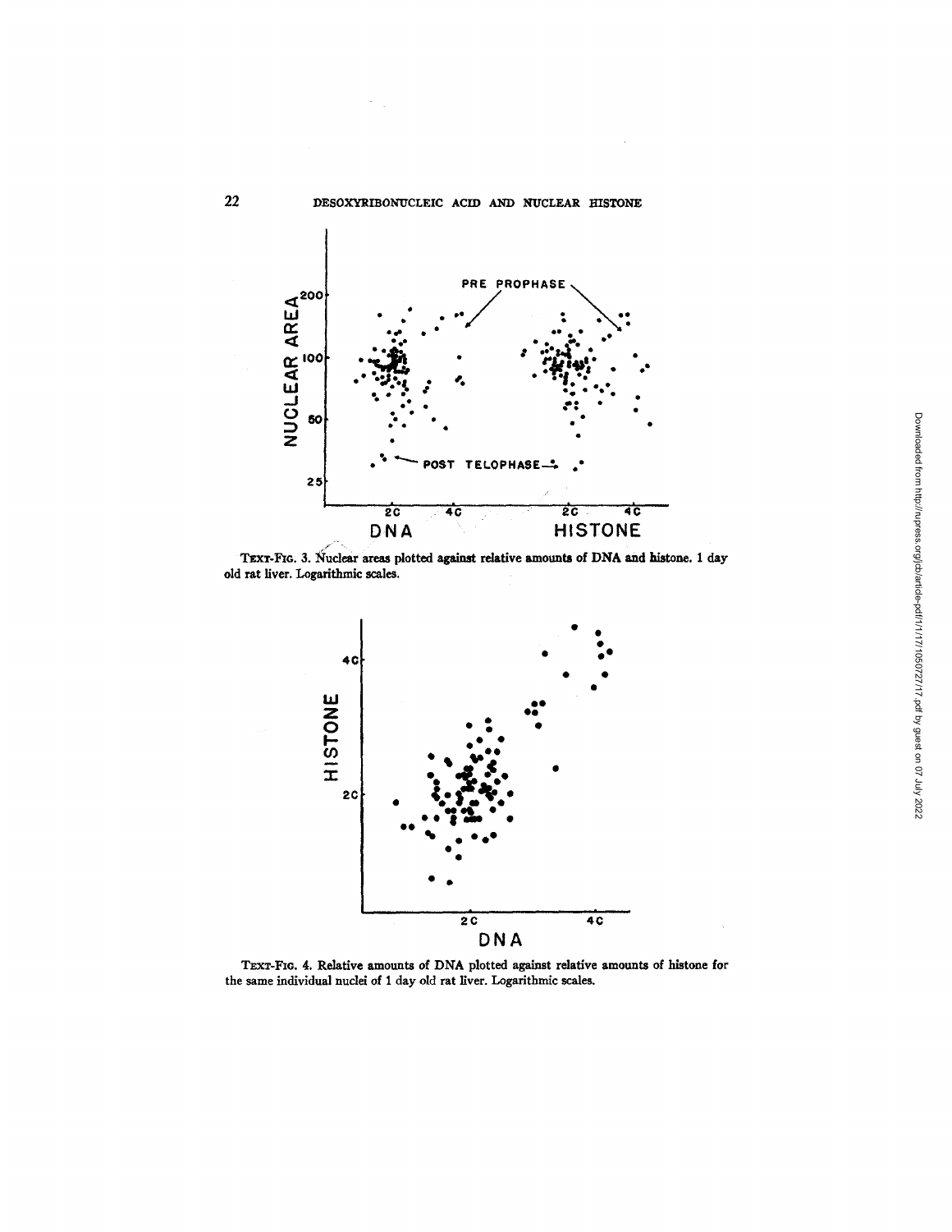TEXT-FIG. 3. Nuclear areas plotted against relative amounts of DNA and histone. 1 day old rat liver. Logarithmic scales.

TEXT-FIG. 4. Relative amounts of DNA plotted against relative amounts of histone for the same individual nuclei of 1 day old rat liver. Logarithmic scales.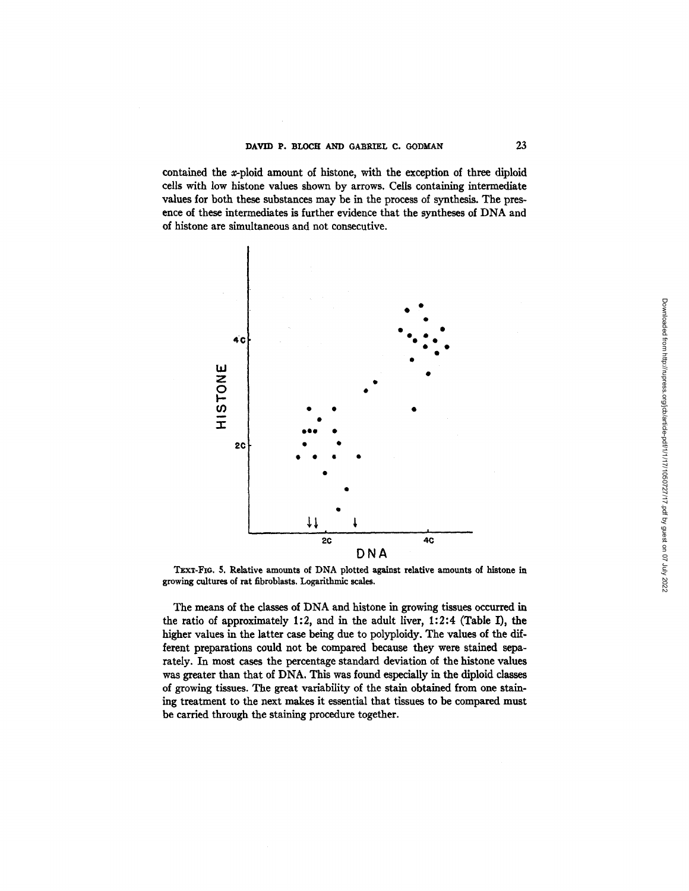contained the $x$-ploid amount of histone, with the exception of three diploid cells with low histone values shown by arrows. Cells containing intermediate values for both these substances may be in the process of synthesis. The presence of these intermediates is further evidence that the syntheses of DNA and of histone are simultaneous and not consecutive.

TEXT-FIG. 5. Relative amounts of DNA plotted against relative amounts of histone in growing cultures of rat fibroblasts. Logarithmic scales.

The means of the classes of DNA and histone in growing tissues occurred in the ratio of approximately 1:2, and in the adult liver, 1:2:4 (Table I), the higher values in the latter case being due to polyploidy. The values of the different preparations could not be compared because they were stained separately. In most cases the percentage standard deviation of the histone values was greater than that of DNA. This was found especially in the diploid classes of growing tissues. The great variability of the stain obtained from one staining treatment to the next makes it essential that tissues to be compared must be carried through the staining procedure together.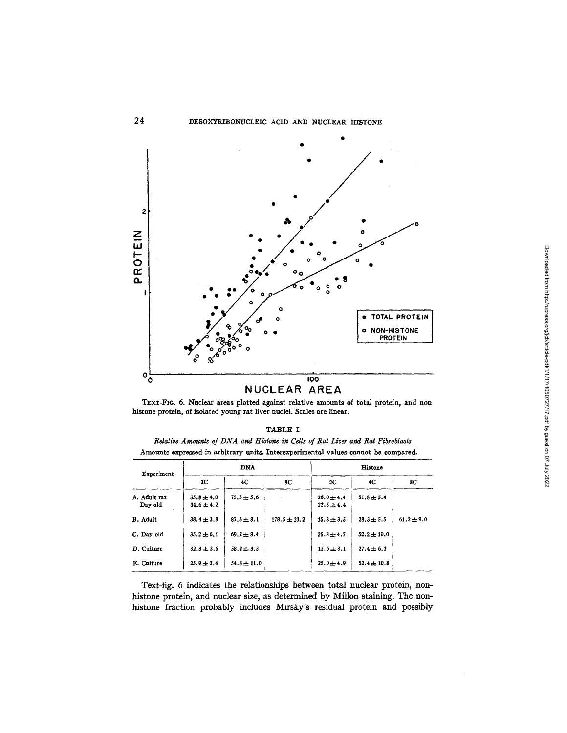TEXT-FIG. 6. Nuclear areas plotted against relative amounts of total protein, and non histone protein, of isolated young rat liver nuclei. Scales are linear.

TABLE I

*Relative Amounts of DNA and Histone in Cells of Rat Liver and Rat Fibroblasts*

Amounts expressed in arbitrary units. Interexperimental values cannot be compared.

| Experiment | DNA | | | Histone | | |
|---|---|---|---|---|---|---|
| | 2C | 4C | 8C | 2C | 4C | 8C |
| A. Adult rat | 35.8 ± 4.0 | 75.3 ± 5.6 | | 26.0 ± 4.4 | 51.8 ± 5.4 | |
| Day old | 34.6 ± 4.2 | | | 22.5 ± 4.4 | | |
| B. Adult | 38.4 ± 3.9 | 87.3 ± 8.1 | 178.5 ± 23.2 | 15.8 ± 3.5 | 28.3 ± 5.5 | 61.2 ± 9.0 |
| C. Day old | 35.2 ± 6.1 | 69.2 ± 8.4 | | 25.8 ± 4.7 | 52.2 ± 10.0 | |
| D. Culture | 32.3 ± 3.6 | 58.2 ± 3.3 | | 15.6 ± 3.1 | 27.4 ± 6.1 | |
| E. Culture | 25.9 ± 2.4 | 54.8 ± 11.0 | | 25.0 ± 4.9 | 52.4 ± 10.8 | |

Text-fig. 6 indicates the relationships between total nuclear protein, non-histone protein, and nuclear size, as determined by Millon staining. The non-histone fraction probably includes Mirsky's residual protein and possibly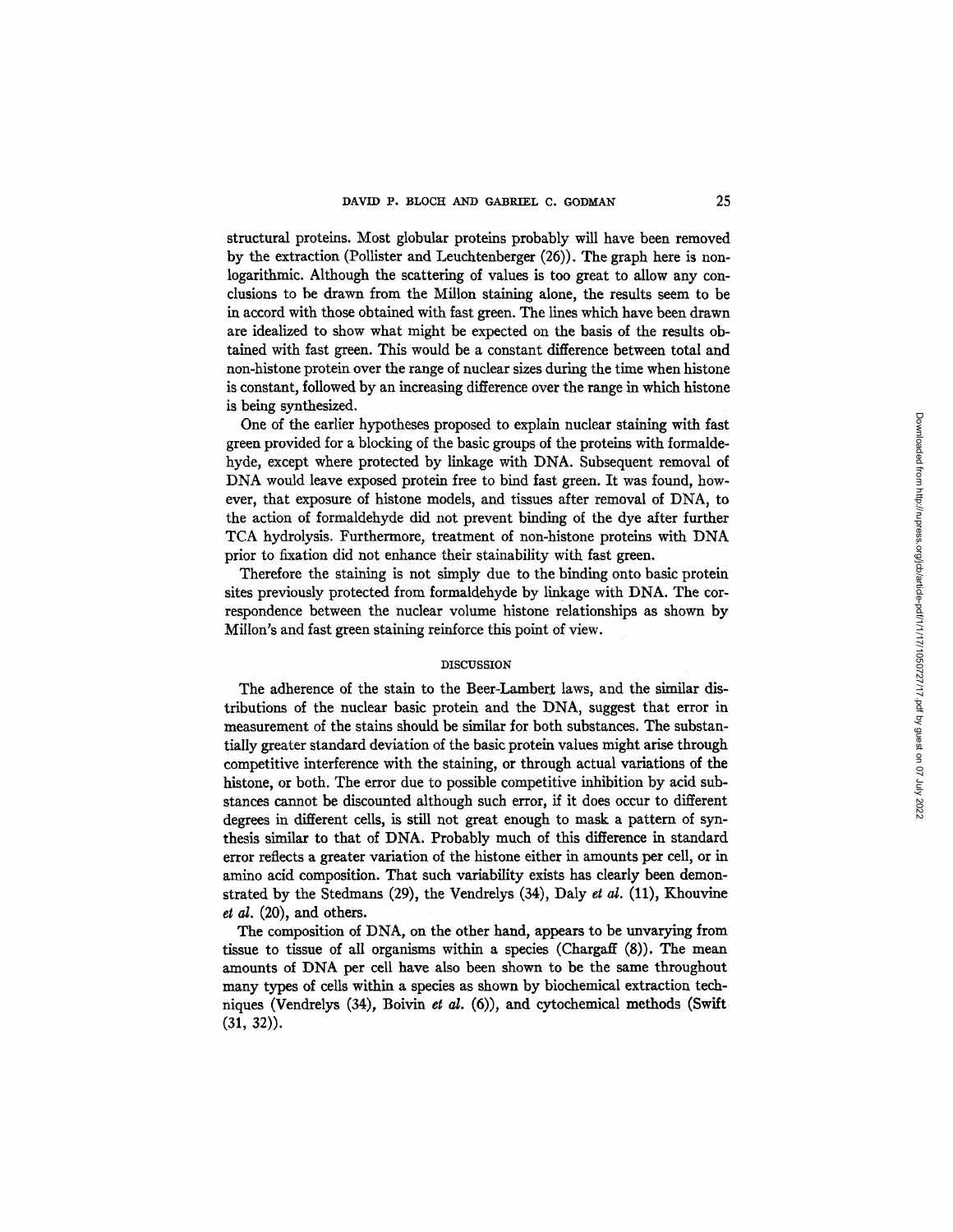structural proteins. Most globular proteins probably will have been removed by the extraction (Pollister and Leuchtenberger (26)). The graph here is non-logarithmic. Although the scattering of values is too great to allow any conclusions to be drawn from the Millon staining alone, the results seem to be in accord with those obtained with fast green. The lines which have been drawn are idealized to show what might be expected on the basis of the results obtained with fast green. This would be a constant difference between total and non-histone protein over the range of nuclear sizes during the time when histone is constant, followed by an increasing difference over the range in which histone is being synthesized.

One of the earlier hypotheses proposed to explain nuclear staining with fast green provided for a blocking of the basic groups of the proteins with formaldehyde, except where protected by linkage with DNA. Subsequent removal of DNA would leave exposed protein free to bind fast green. It was found, however, that exposure of histone models, and tissues after removal of DNA, to the action of formaldehyde did not prevent binding of the dye after further TCA hydrolysis. Furthermore, treatment of non-histone proteins with DNA prior to fixation did not enhance their stainability with fast green.

Therefore the staining is not simply due to the binding onto basic protein sites previously protected from formaldehyde by linkage with DNA. The correspondence between the nuclear volume histone relationships as shown by Millon's and fast green staining reinforce this point of view.

## DISCUSSION

The adherence of the stain to the Beer-Lambert laws, and the similar distributions of the nuclear basic protein and the DNA, suggest that error in measurement of the stains should be similar for both substances. The substantially greater standard deviation of the basic protein values might arise through competitive interference with the staining, or through actual variations of the histone, or both. The error due to possible competitive inhibition by acid substances cannot be discounted although such error, if it does occur to different degrees in different cells, is still not great enough to mask a pattern of synthesis similar to that of DNA. Probably much of this difference in standard error reflects a greater variation of the histone either in amounts per cell, or in amino acid composition. That such variability exists has clearly been demonstrated by the Stedmans (29), the Vendrelys (34), Daly *et al.* (11), Khouvine *et al.* (20), and others.

The composition of DNA, on the other hand, appears to be unvarying from tissue to tissue of all organisms within a species (Chargaff (8)). The mean amounts of DNA per cell have also been shown to be the same throughout many types of cells within a species as shown by biochemical extraction techniques (Vendrelys (34), Boivin *et al.* (6)), and cytochemical methods (Swift (31, 32)).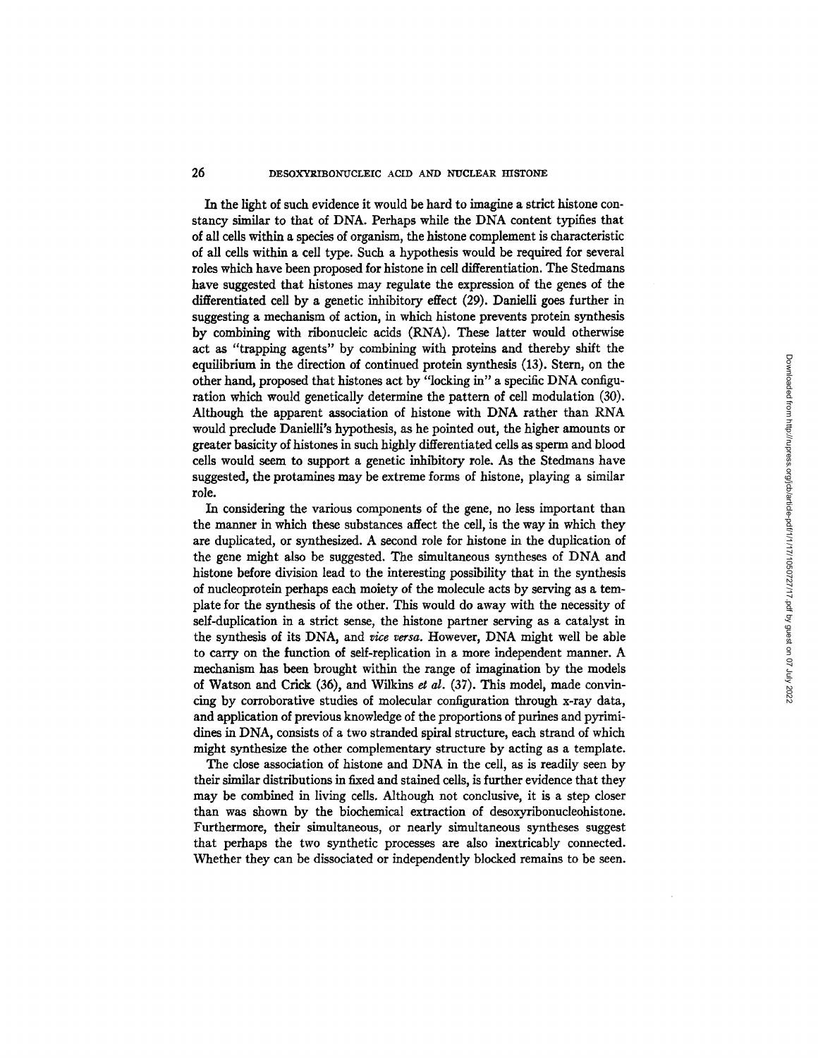In the light of such evidence it would be hard to imagine a strict histone constancy similar to that of DNA. Perhaps while the DNA content typifies that of all cells within a species of organism, the histone complement is characteristic of all cells within a cell type. Such a hypothesis would be required for several roles which have been proposed for histone in cell differentiation. The Stedmans have suggested that histones may regulate the expression of the genes of the differentiated cell by a genetic inhibitory effect (29). Danielli goes further in suggesting a mechanism of action, in which histone prevents protein synthesis by combining with ribonucleic acids (RNA). These latter would otherwise act as "trapping agents" by combining with proteins and thereby shift the equilibrium in the direction of continued protein synthesis (13). Stern, on the other hand, proposed that histones act by "locking in" a specific DNA configuration which would genetically determine the pattern of cell modulation (30). Although the apparent association of histone with DNA rather than RNA would preclude Danielli's hypothesis, as he pointed out, the higher amounts or greater basicity of histones in such highly differentiated cells as sperm and blood cells would seem to support a genetic inhibitory role. As the Stedmans have suggested, the protamines may be extreme forms of histone, playing a similar role.

In considering the various components of the gene, no less important than the manner in which these substances affect the cell, is the way in which they are duplicated, or synthesized. A second role for histone in the duplication of the gene might also be suggested. The simultaneous syntheses of DNA and histone before division lead to the interesting possibility that in the synthesis of nucleoprotein perhaps each moiety of the molecule acts by serving as a template for the synthesis of the other. This would do away with the necessity of self-duplication in a strict sense, the histone partner serving as a catalyst in the synthesis of its DNA, and *vice versa*. However, DNA might well be able to carry on the function of self-replication in a more independent manner. A mechanism has been brought within the range of imagination by the models of Watson and Crick (36), and Wilkins *et al.* (37). This model, made convincing by corroborative studies of molecular configuration through x-ray data, and application of previous knowledge of the proportions of purines and pyrimidines in DNA, consists of a two stranded spiral structure, each strand of which might synthesize the other complementary structure by acting as a template.

The close association of histone and DNA in the cell, as is readily seen by their similar distributions in fixed and stained cells, is further evidence that they may be combined in living cells. Although not conclusive, it is a step closer than was shown by the biochemical extraction of desoxyribonucleohistone. Furthermore, their simultaneous, or nearly simultaneous syntheses suggest that perhaps the two synthetic processes are also inextricably connected. Whether they can be dissociated or independently blocked remains to be seen.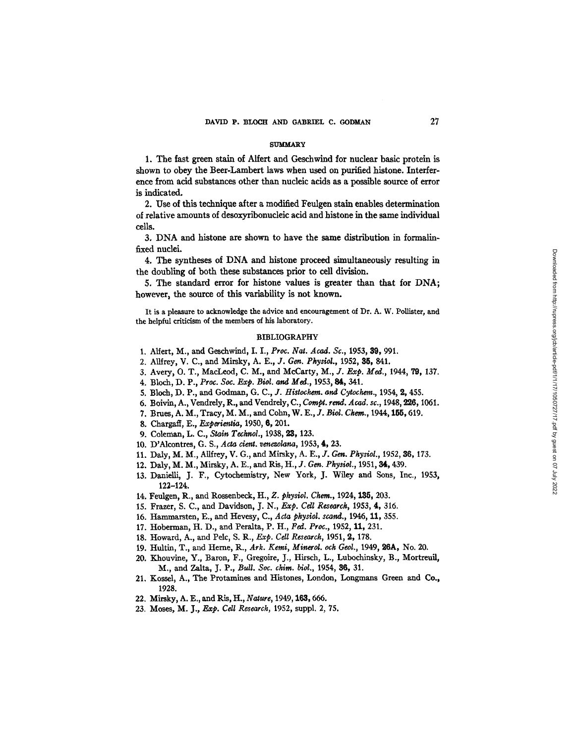## SUMMARY

1. The fast green stain of Alfert and Geschwind for nuclear basic protein is shown to obey the Beer-Lambert laws when used on purified histone. Interference from acid substances other than nucleic acids as a possible source of error is indicated.

2. Use of this technique after a modified Feulgen stain enables determination of relative amounts of desoxyribonucleic acid and histone in the same individual cells.

3. DNA and histone are shown to have the same distribution in formalin-fixed nuclei.

4. The syntheses of DNA and histone proceed simultaneously resulting in the doubling of both these substances prior to cell division.

5. The standard error for histone values is greater than that for DNA; however, the source of this variability is not known.

It is a pleasure to acknowledge the advice and encouragement of Dr. A. W. Pollister, and the helpful criticism of the members of his laboratory.

## BIBLIOGRAPHY

1. Alfert, M., and Geschwind, I. I., *Proc. Nat. Acad. Sc.*, 1953, **39**, 991.
2. Allfrey, V. C., and Mirsky, A. E., *J. Gen. Physiol.*, 1952, **35**, 841.
3. Avery, O. T., MacLeod, C. M., and McCarty, M., *J. Exp. Med.*, 1944, **79**, 137.
4. Bloch, D. P., *Proc. Soc. Exp. Biol. and Med.*, 1953, **84**, 341.
5. Bloch, D. P., and Godman, G. C., *J. Histochem. and Cytochem.*, 1954, **2**, 455.
6. Boivin, A., Vendrely, R., and Vendrely, C., *Compt. rend. Acad. sc.*, 1948, **226**, 1061.
7. Brues, A. M., Tracy, M. M., and Cohn, W. E., *J. Biol. Chem.*, 1944, **155**, 619.
8. Chargaff, E., *Experientia*, 1950, **6**, 201.
9. Coleman, L. C., *Stain Technol.*, 1938, **23**, 123.
10. D'Alcontres, G. S., *Acta cient. venezolana*, 1953, **4**, 23.
11. Daly, M. M., Allfrey, V. G., and Mirsky, A. E., *J. Gen. Physiol.*, 1952, **36**, 173.
12. Daly, M. M., Mirsky, A. E., and Ris, H., *J. Gen. Physiol.*, 1951, **34**, 439.
13. Danielli, J. F., Cytochemistry, New York, J. Wiley and Sons, Inc., 1953, 122–124.
14. Feulgen, R., and Rossenbeck, H., *Z. physiol. Chem.*, 1924, **135**, 203.
15. Frazer, S. C., and Davidson, J. N., *Exp. Cell Research*, 1953, **4**, 316.
16. Hammarsten, E., and Hevesy, C., *Acta physiol. scand.*, 1946, **11**, 355.
17. Hoberman, H. D., and Peralta, P. H., *Fed. Proc.*, 1952, **11**, 231.
18. Howard, A., and Pelc, S. R., *Exp. Cell Research*, 1951, **2**, 178.
19. Hultin, T., and Herne, R., *Ark. Kemi, Minerol. och Geol.*, 1949, **26A**, No. 20.
20. Khouvine, Y., Baron, F., Gregoire, J., Hirsch, L., Lubochinsky, B., Mortreuil, M., and Zalta, J. P., *Bull. Soc. chim. biol.*, 1954, **36**, 31.
21. Kossel, A., The Protamines and Histones, London, Longmans Green and Co., 1928.
22. Mirsky, A. E., and Ris, H., *Nature*, 1949, **163**, 666.
23. Moses, M. J., *Exp. Cell Research*, 1952, suppl. 2, 75.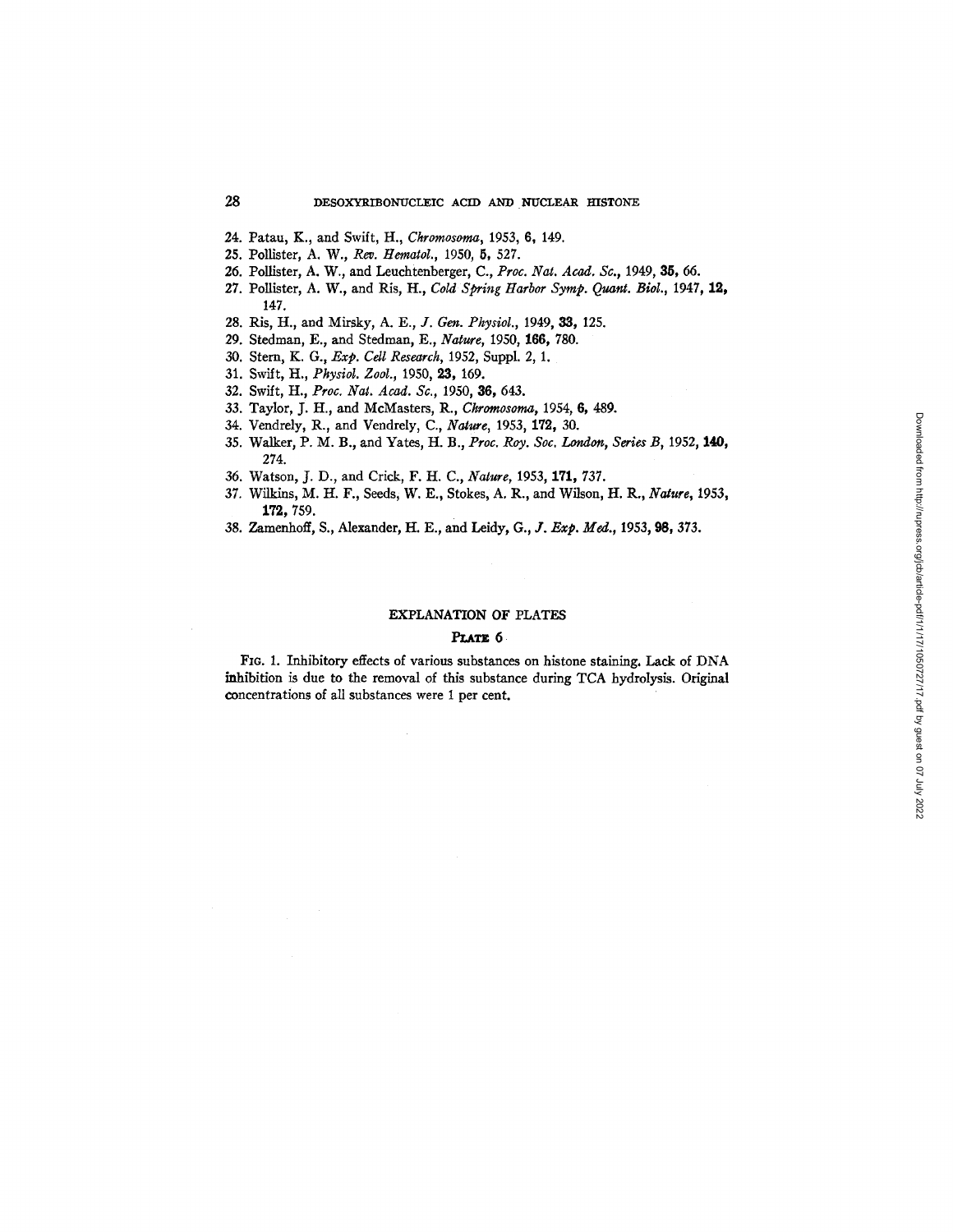24. Patau, K., and Swift, H., *Chromosoma*, 1953, **6**, 149.
25. Pollister, A. W., *Rev. Hematol.*, 1950, **5**, 527.
26. Pollister, A. W., and Leuchtenberger, C., *Proc. Nat. Acad. Sc.*, 1949, **35**, 66.
27. Pollister, A. W., and Ris, H., *Cold Spring Harbor Symp. Quant. Biol.*, 1947, **12**, 147.
28. Ris, H., and Mirsky, A. E., *J. Gen. Physiol.*, 1949, **33**, 125.
29. Stedman, E., and Stedman, E., *Nature*, 1950, **166**, 780.
30. Stern, K. G., *Exp. Cell Research*, 1952, Suppl. 2, 1.
31. Swift, H., *Physiol. Zool.*, 1950, **23**, 169.
32. Swift, H., *Proc. Nat. Acad. Sc.*, 1950, **36**, 643.
33. Taylor, J. H., and McMasters, R., *Chromosoma*, 1954, **6**, 489.
34. Vendrely, R., and Vendrely, C., *Nature*, 1953, **172**, 30.
35. Walker, P. M. B., and Yates, H. B., *Proc. Roy. Soc. London, Series B*, 1952, **140**, 274.
36. Watson, J. D., and Crick, F. H. C., *Nature*, 1953, **171**, 737.
37. Wilkins, M. H. F., Seeds, W. E., Stokes, A. R., and Wilson, H. R., *Nature*, 1953, **172**, 759.
38. Zamenhoff, S., Alexander, H. E., and Leidy, G., *J. Exp. Med.*, 1953, **98**, 373.

## EXPLANATION OF PLATES

### PLATE 6

FIG. 1. Inhibitory effects of various substances on histone staining. Lack of DNA inhibition is due to the removal of this substance during TCA hydrolysis. Original concentrations of all substances were 1 per cent.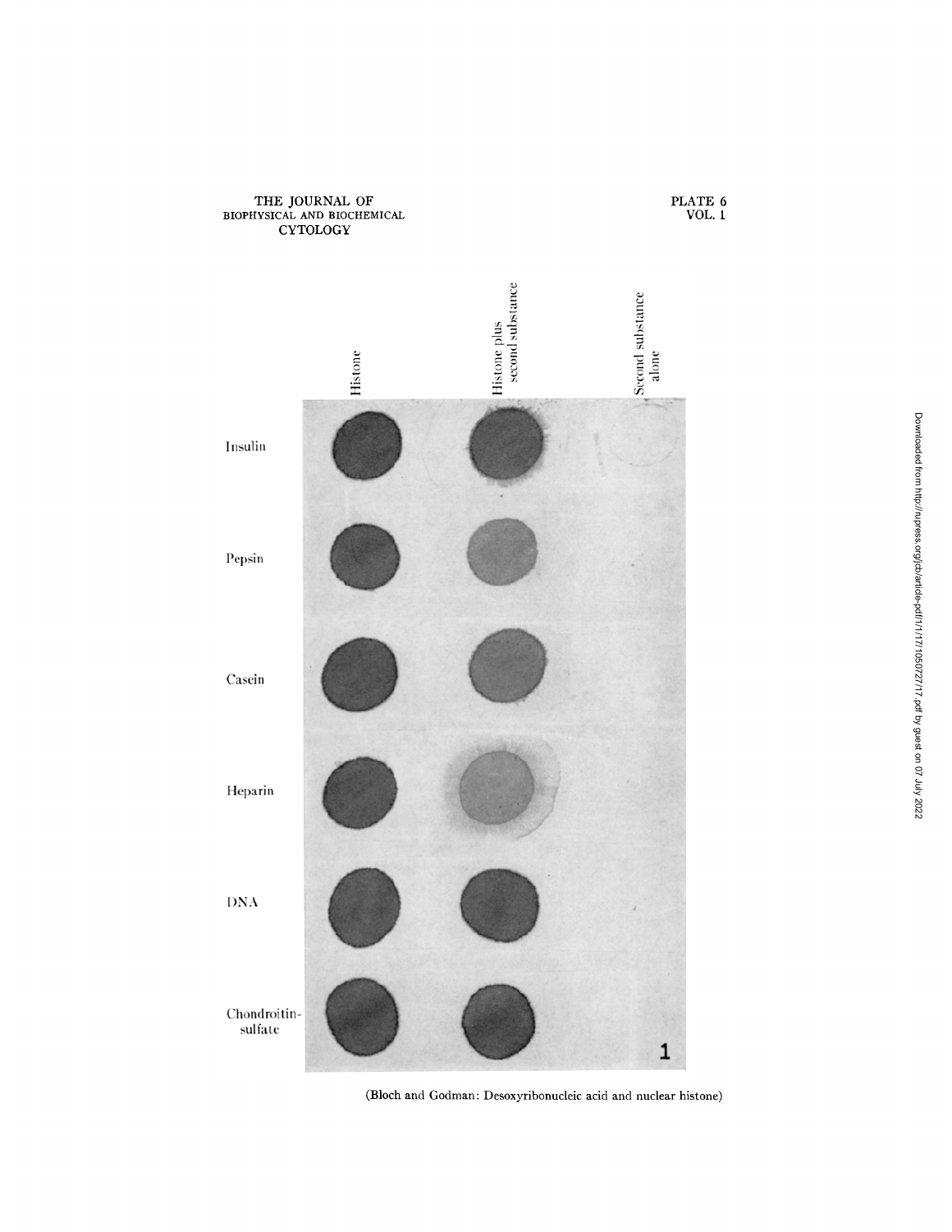Histone | Histone plus second substance | Second substance alone

Insulin

Pepsin

Casein

Heparin

DNA

Chondroitin-sulfate

1

(Bloch and Godman: Desoxyribonucleic acid and nuclear histone)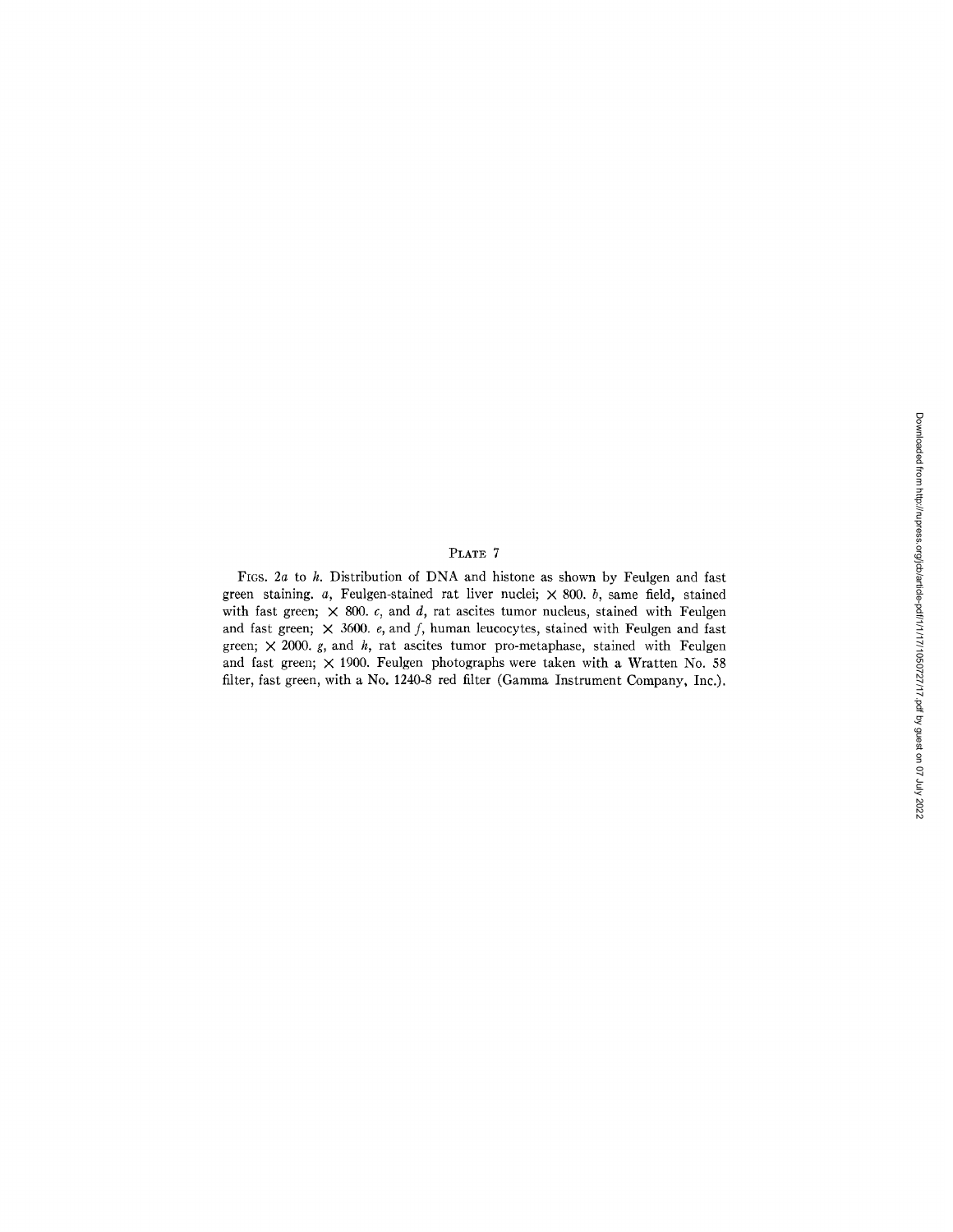## PLATE 7

FIGS. 2*a* to *h*. Distribution of DNA and histone as shown by Feulgen and fast green staining. *a*, Feulgen-stained rat liver nuclei; × 800. *b*, same field, stained with fast green; × 800. *c*, and *d*, rat ascites tumor nucleus, stained with Feulgen and fast green; × 3600. *e*, and *f*, human leucocytes, stained with Feulgen and fast green; × 2000. *g*, and *h*, rat ascites tumor pro-metaphase, stained with Feulgen and fast green; × 1900. Feulgen photographs were taken with a Wratten No. 58 filter, fast green, with a No. 1240-8 red filter (Gamma Instrument Company, Inc.).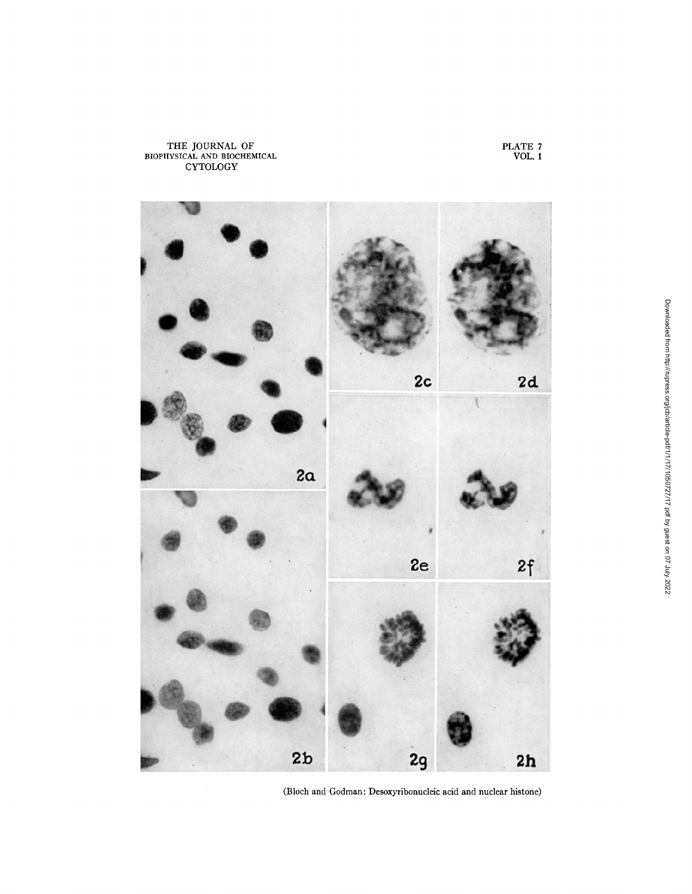2a

2b

2c

2d

2e

2f

2g

2h

(Bloch and Godman: Desoxyribonucleic acid and nuclear histone)